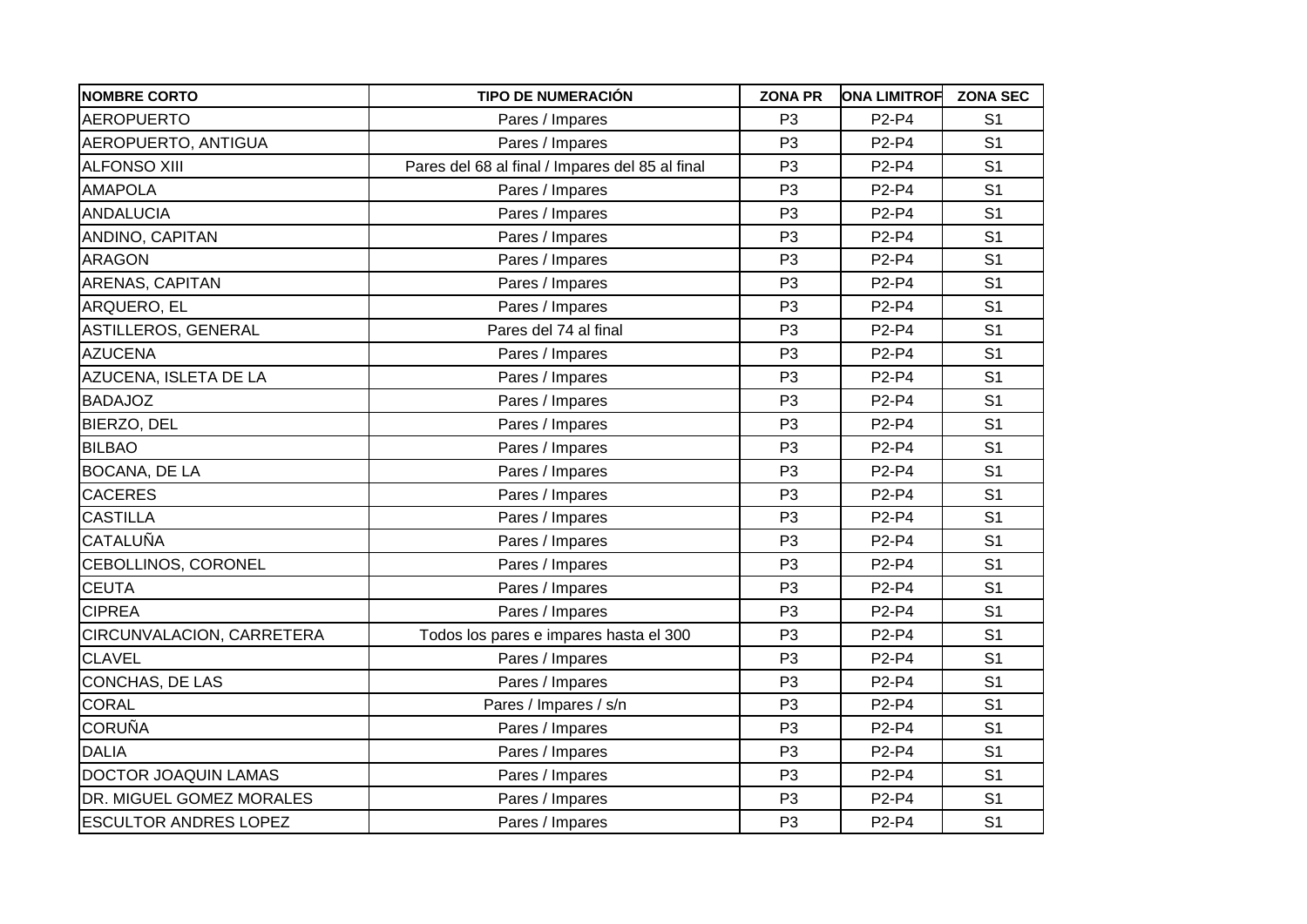| NOMBRE CORTO | TIPO DE NUMERACIÓN | ZONA PR | ONA LIMITROF | ZONA SEC |
|---|---|---|---|---|
| AEROPUERTO | Pares / Impares | P3 | P2-P4 | S1 |
| AEROPUERTO, ANTIGUA | Pares / Impares | P3 | P2-P4 | S1 |
| ALFONSO XIII | Pares del 68 al final / Impares del 85 al final | P3 | P2-P4 | S1 |
| AMAPOLA | Pares / Impares | P3 | P2-P4 | S1 |
| ANDALUCIA | Pares / Impares | P3 | P2-P4 | S1 |
| ANDINO, CAPITAN | Pares / Impares | P3 | P2-P4 | S1 |
| ARAGON | Pares / Impares | P3 | P2-P4 | S1 |
| ARENAS, CAPITAN | Pares / Impares | P3 | P2-P4 | S1 |
| ARQUERO, EL | Pares / Impares | P3 | P2-P4 | S1 |
| ASTILLEROS, GENERAL | Pares del 74 al final | P3 | P2-P4 | S1 |
| AZUCENA | Pares / Impares | P3 | P2-P4 | S1 |
| AZUCENA, ISLETA DE LA | Pares / Impares | P3 | P2-P4 | S1 |
| BADAJOZ | Pares / Impares | P3 | P2-P4 | S1 |
| BIERZO, DEL | Pares / Impares | P3 | P2-P4 | S1 |
| BILBAO | Pares / Impares | P3 | P2-P4 | S1 |
| BOCANA, DE LA | Pares / Impares | P3 | P2-P4 | S1 |
| CACERES | Pares / Impares | P3 | P2-P4 | S1 |
| CASTILLA | Pares / Impares | P3 | P2-P4 | S1 |
| CATALUÑA | Pares / Impares | P3 | P2-P4 | S1 |
| CEBOLLINOS, CORONEL | Pares / Impares | P3 | P2-P4 | S1 |
| CEUTA | Pares / Impares | P3 | P2-P4 | S1 |
| CIPREA | Pares / Impares | P3 | P2-P4 | S1 |
| CIRCUNVALACION, CARRETERA | Todos los pares e impares hasta el 300 | P3 | P2-P4 | S1 |
| CLAVEL | Pares / Impares | P3 | P2-P4 | S1 |
| CONCHAS, DE LAS | Pares / Impares | P3 | P2-P4 | S1 |
| CORAL | Pares / Impares / s/n | P3 | P2-P4 | S1 |
| CORUÑA | Pares / Impares | P3 | P2-P4 | S1 |
| DALIA | Pares / Impares | P3 | P2-P4 | S1 |
| DOCTOR JOAQUIN LAMAS | Pares / Impares | P3 | P2-P4 | S1 |
| DR. MIGUEL GOMEZ MORALES | Pares / Impares | P3 | P2-P4 | S1 |
| ESCULTOR ANDRES LOPEZ | Pares / Impares | P3 | P2-P4 | S1 |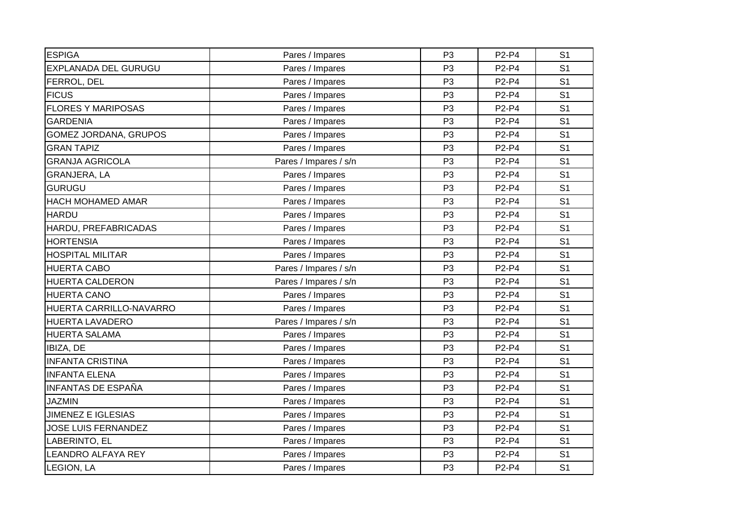| | | | | |
|---|---|---|---|---|
| ESPIGA | Pares / Impares | P3 | P2-P4 | S1 |
| EXPLANADA DEL GURUGU | Pares / Impares | P3 | P2-P4 | S1 |
| FERROL, DEL | Pares / Impares | P3 | P2-P4 | S1 |
| FICUS | Pares / Impares | P3 | P2-P4 | S1 |
| FLORES Y MARIPOSAS | Pares / Impares | P3 | P2-P4 | S1 |
| GARDENIA | Pares / Impares | P3 | P2-P4 | S1 |
| GOMEZ JORDANA, GRUPOS | Pares / Impares | P3 | P2-P4 | S1 |
| GRAN TAPIZ | Pares / Impares | P3 | P2-P4 | S1 |
| GRANJA AGRICOLA | Pares / Impares / s/n | P3 | P2-P4 | S1 |
| GRANJERA, LA | Pares / Impares | P3 | P2-P4 | S1 |
| GURUGU | Pares / Impares | P3 | P2-P4 | S1 |
| HACH MOHAMED AMAR | Pares / Impares | P3 | P2-P4 | S1 |
| HARDU | Pares / Impares | P3 | P2-P4 | S1 |
| HARDU, PREFABRICADAS | Pares / Impares | P3 | P2-P4 | S1 |
| HORTENSIA | Pares / Impares | P3 | P2-P4 | S1 |
| HOSPITAL MILITAR | Pares / Impares | P3 | P2-P4 | S1 |
| HUERTA CABO | Pares / Impares / s/n | P3 | P2-P4 | S1 |
| HUERTA CALDERON | Pares / Impares / s/n | P3 | P2-P4 | S1 |
| HUERTA CANO | Pares / Impares | P3 | P2-P4 | S1 |
| HUERTA CARRILLO-NAVARRO | Pares / Impares | P3 | P2-P4 | S1 |
| HUERTA LAVADERO | Pares / Impares / s/n | P3 | P2-P4 | S1 |
| HUERTA SALAMA | Pares / Impares | P3 | P2-P4 | S1 |
| IBIZA, DE | Pares / Impares | P3 | P2-P4 | S1 |
| INFANTA CRISTINA | Pares / Impares | P3 | P2-P4 | S1 |
| INFANTA ELENA | Pares / Impares | P3 | P2-P4 | S1 |
| INFANTAS DE ESPAÑA | Pares / Impares | P3 | P2-P4 | S1 |
| JAZMIN | Pares / Impares | P3 | P2-P4 | S1 |
| JIMENEZ E IGLESIAS | Pares / Impares | P3 | P2-P4 | S1 |
| JOSE LUIS FERNANDEZ | Pares / Impares | P3 | P2-P4 | S1 |
| LABERINTO, EL | Pares / Impares | P3 | P2-P4 | S1 |
| LEANDRO ALFAYA REY | Pares / Impares | P3 | P2-P4 | S1 |
| LEGION, LA | Pares / Impares | P3 | P2-P4 | S1 |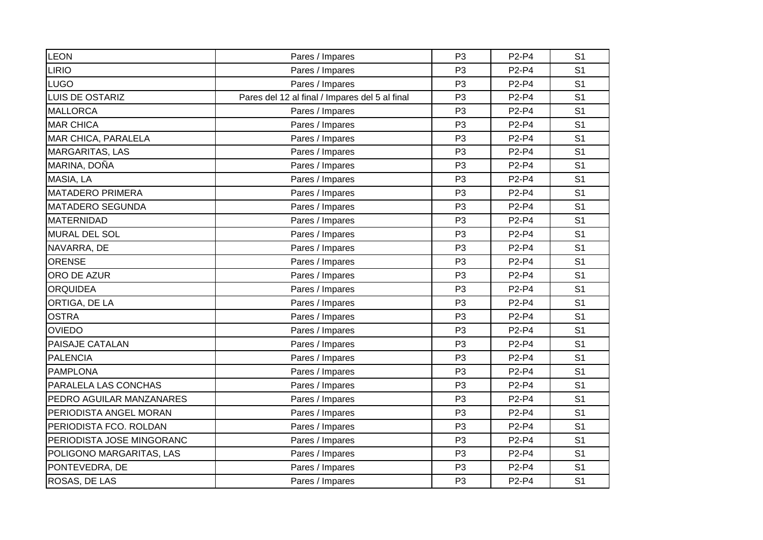| | | | | |
|---|---|---|---|---|
| LEON | Pares / Impares | P3 | P2-P4 | S1 |
| LIRIO | Pares / Impares | P3 | P2-P4 | S1 |
| LUGO | Pares / Impares | P3 | P2-P4 | S1 |
| LUIS DE OSTARIZ | Pares del 12 al final / Impares del 5 al final | P3 | P2-P4 | S1 |
| MALLORCA | Pares / Impares | P3 | P2-P4 | S1 |
| MAR CHICA | Pares / Impares | P3 | P2-P4 | S1 |
| MAR CHICA, PARALELA | Pares / Impares | P3 | P2-P4 | S1 |
| MARGARITAS, LAS | Pares / Impares | P3 | P2-P4 | S1 |
| MARINA, DOÑA | Pares / Impares | P3 | P2-P4 | S1 |
| MASIA, LA | Pares / Impares | P3 | P2-P4 | S1 |
| MATADERO PRIMERA | Pares / Impares | P3 | P2-P4 | S1 |
| MATADERO SEGUNDA | Pares / Impares | P3 | P2-P4 | S1 |
| MATERNIDAD | Pares / Impares | P3 | P2-P4 | S1 |
| MURAL DEL SOL | Pares / Impares | P3 | P2-P4 | S1 |
| NAVARRA, DE | Pares / Impares | P3 | P2-P4 | S1 |
| ORENSE | Pares / Impares | P3 | P2-P4 | S1 |
| ORO DE AZUR | Pares / Impares | P3 | P2-P4 | S1 |
| ORQUIDEA | Pares / Impares | P3 | P2-P4 | S1 |
| ORTIGA, DE LA | Pares / Impares | P3 | P2-P4 | S1 |
| OSTRA | Pares / Impares | P3 | P2-P4 | S1 |
| OVIEDO | Pares / Impares | P3 | P2-P4 | S1 |
| PAISAJE CATALAN | Pares / Impares | P3 | P2-P4 | S1 |
| PALENCIA | Pares / Impares | P3 | P2-P4 | S1 |
| PAMPLONA | Pares / Impares | P3 | P2-P4 | S1 |
| PARALELA LAS CONCHAS | Pares / Impares | P3 | P2-P4 | S1 |
| PEDRO AGUILAR MANZANARES | Pares / Impares | P3 | P2-P4 | S1 |
| PERIODISTA ANGEL MORAN | Pares / Impares | P3 | P2-P4 | S1 |
| PERIODISTA FCO. ROLDAN | Pares / Impares | P3 | P2-P4 | S1 |
| PERIODISTA JOSE MINGORANC | Pares / Impares | P3 | P2-P4 | S1 |
| POLIGONO MARGARITAS, LAS | Pares / Impares | P3 | P2-P4 | S1 |
| PONTEVEDRA, DE | Pares / Impares | P3 | P2-P4 | S1 |
| ROSAS, DE LAS | Pares / Impares | P3 | P2-P4 | S1 |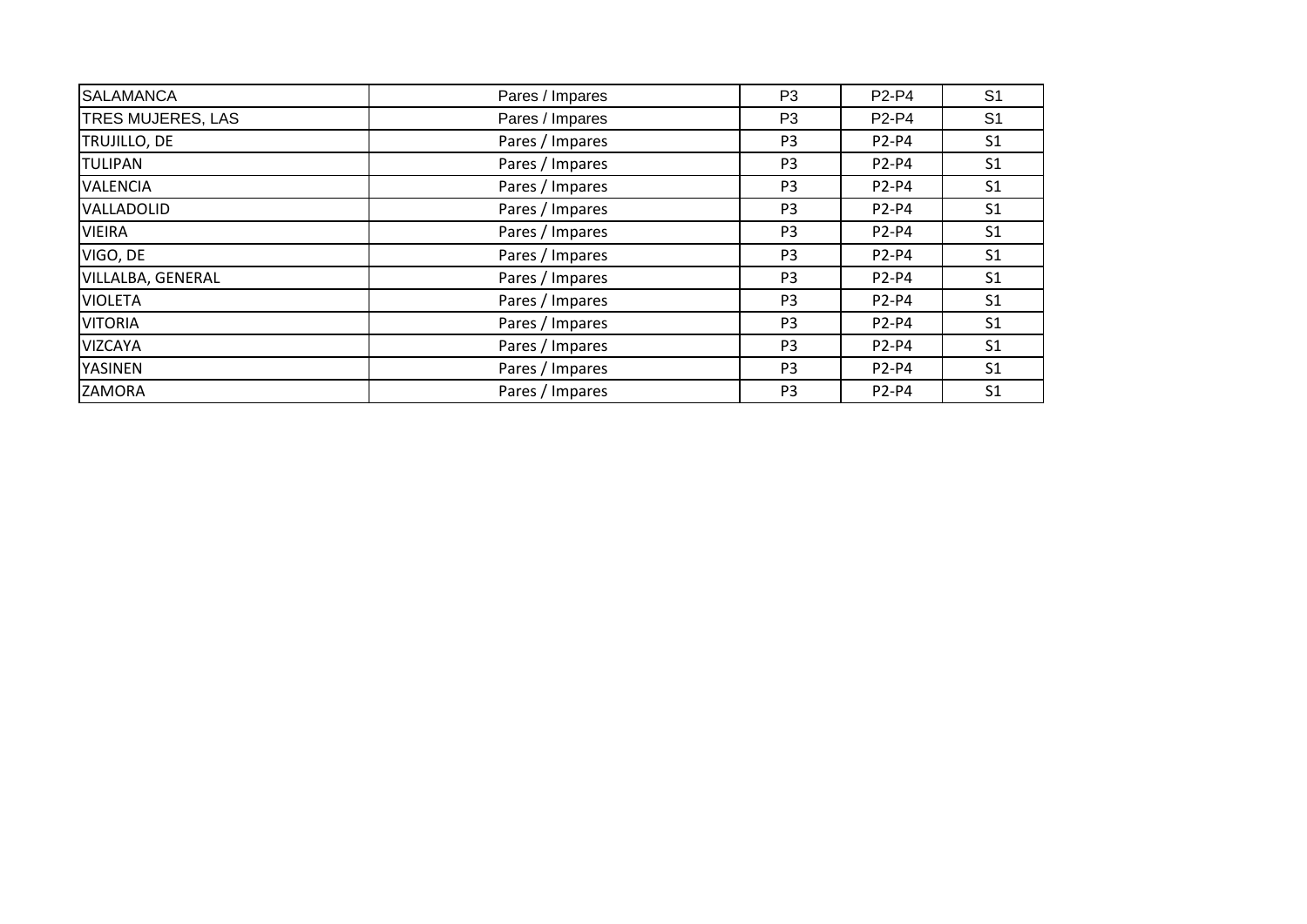| | | | | |
|---|---|---|---|---|
| SALAMANCA | Pares / Impares | P3 | P2-P4 | S1 |
| TRES MUJERES, LAS | Pares / Impares | P3 | P2-P4 | S1 |
| TRUJILLO, DE | Pares / Impares | P3 | P2-P4 | S1 |
| TULIPAN | Pares / Impares | P3 | P2-P4 | S1 |
| VALENCIA | Pares / Impares | P3 | P2-P4 | S1 |
| VALLADOLID | Pares / Impares | P3 | P2-P4 | S1 |
| VIEIRA | Pares / Impares | P3 | P2-P4 | S1 |
| VIGO, DE | Pares / Impares | P3 | P2-P4 | S1 |
| VILLALBA, GENERAL | Pares / Impares | P3 | P2-P4 | S1 |
| VIOLETA | Pares / Impares | P3 | P2-P4 | S1 |
| VITORIA | Pares / Impares | P3 | P2-P4 | S1 |
| VIZCAYA | Pares / Impares | P3 | P2-P4 | S1 |
| YASINEN | Pares / Impares | P3 | P2-P4 | S1 |
| ZAMORA | Pares / Impares | P3 | P2-P4 | S1 |